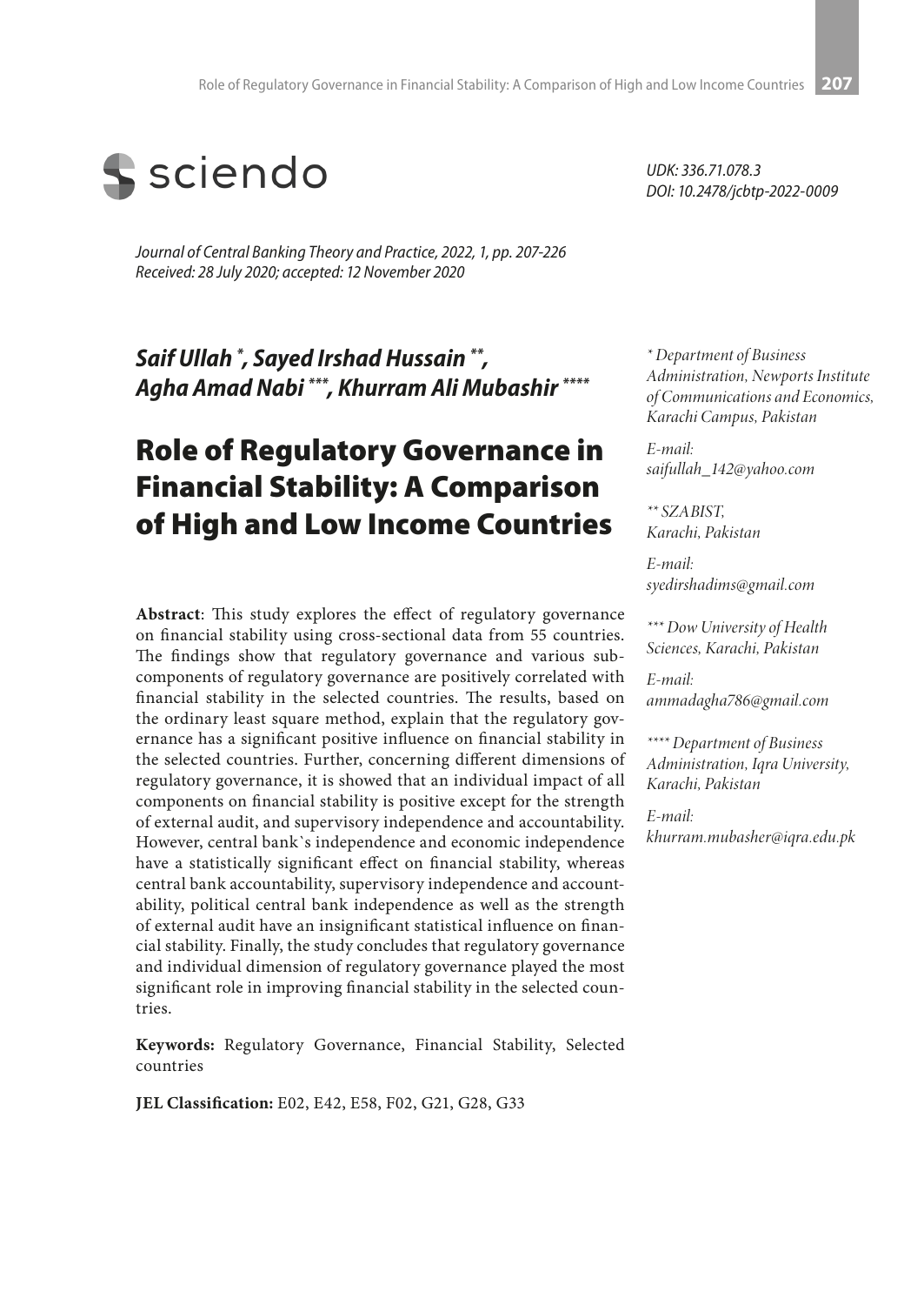sciendo

UDK: 336.71.078.3
DOI: 10.2478/jcbtp-2022-0009

*Journal of Central Banking Theory and Practice, 2022, 1, pp. 207-226*
*Received: 28 July 2020; accepted: 12 November 2020*

***Saif Ullah [*], Sayed Irshad Hussain [**], Agha Amad Nabi [***], Khurram Ali Mubashir [****]***

# Role of Regulatory Governance in Financial Stability: A Comparison of High and Low Income Countries

*[*] Department of Business Administration, Newports Institute of Communications and Economics, Karachi Campus, Pakistan*

*E-mail: saifullah_142@yahoo.com*

*[**] SZABIST, Karachi, Pakistan*

*E-mail: syedirshadims@gmail.com*

*[***] Dow University of Health Sciences, Karachi, Pakistan*

*E-mail: ammadagha786@gmail.com*

*[****] Department of Business Administration, Iqra University, Karachi, Pakistan*

*E-mail: khurram.mubasher@iqra.edu.pk*

**Abstract**: This study explores the effect of regulatory governance on financial stability using cross-sectional data from 55 countries. The findings show that regulatory governance and various sub-components of regulatory governance are positively correlated with financial stability in the selected countries. The results, based on the ordinary least square method, explain that the regulatory governance has a significant positive influence on financial stability in the selected countries. Further, concerning different dimensions of regulatory governance, it is showed that an individual impact of all components on financial stability is positive except for the strength of external audit, and supervisory independence and accountability. However, central bank`s independence and economic independence have a statistically significant effect on financial stability, whereas central bank accountability, supervisory independence and accountability, political central bank independence as well as the strength of external audit have an insignificant statistical influence on financial stability. Finally, the study concludes that regulatory governance and individual dimension of regulatory governance played the most significant role in improving financial stability in the selected countries.

**Keywords:** Regulatory Governance, Financial Stability, Selected countries

**JEL Classification:** E02, E42, E58, F02, G21, G28, G33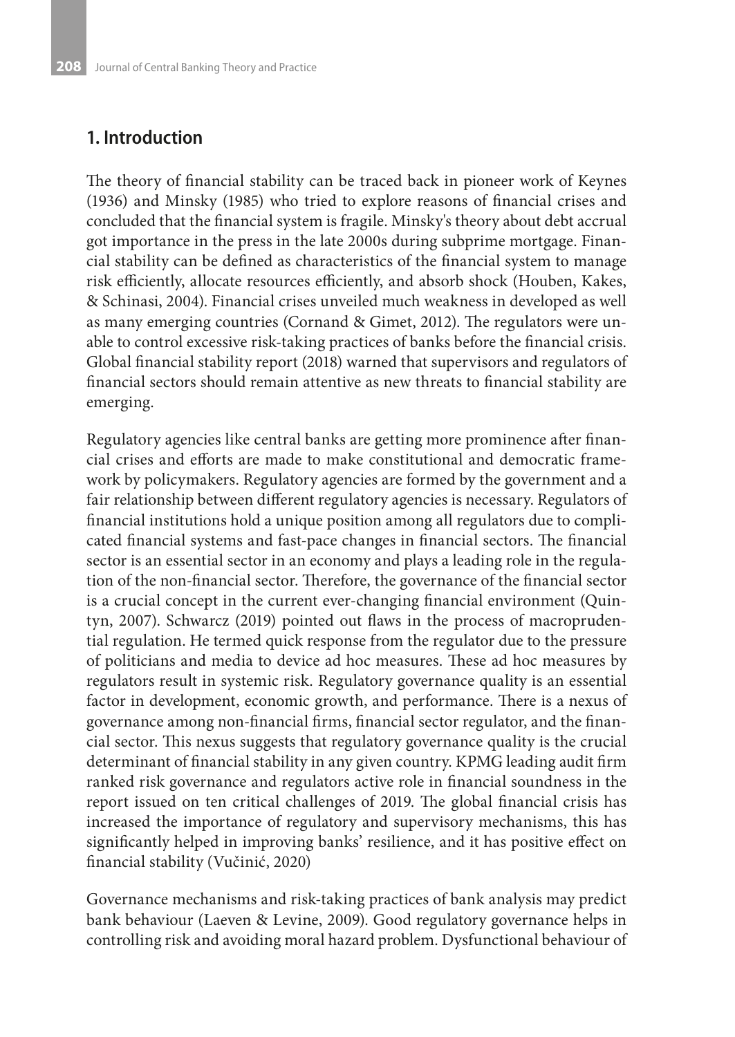## 1. Introduction

The theory of financial stability can be traced back in pioneer work of Keynes (1936) and Minsky (1985) who tried to explore reasons of financial crises and concluded that the financial system is fragile. Minsky's theory about debt accrual got importance in the press in the late 2000s during subprime mortgage. Financial stability can be defined as characteristics of the financial system to manage risk efficiently, allocate resources efficiently, and absorb shock (Houben, Kakes, & Schinasi, 2004). Financial crises unveiled much weakness in developed as well as many emerging countries (Cornand & Gimet, 2012). The regulators were unable to control excessive risk-taking practices of banks before the financial crisis. Global financial stability report (2018) warned that supervisors and regulators of financial sectors should remain attentive as new threats to financial stability are emerging.

Regulatory agencies like central banks are getting more prominence after financial crises and efforts are made to make constitutional and democratic framework by policymakers. Regulatory agencies are formed by the government and a fair relationship between different regulatory agencies is necessary. Regulators of financial institutions hold a unique position among all regulators due to complicated financial systems and fast-pace changes in financial sectors. The financial sector is an essential sector in an economy and plays a leading role in the regulation of the non-financial sector. Therefore, the governance of the financial sector is a crucial concept in the current ever-changing financial environment (Quintyn, 2007). Schwarcz (2019) pointed out flaws in the process of macroprudential regulation. He termed quick response from the regulator due to the pressure of politicians and media to device ad hoc measures. These ad hoc measures by regulators result in systemic risk. Regulatory governance quality is an essential factor in development, economic growth, and performance. There is a nexus of governance among non-financial firms, financial sector regulator, and the financial sector. This nexus suggests that regulatory governance quality is the crucial determinant of financial stability in any given country. KPMG leading audit firm ranked risk governance and regulators active role in financial soundness in the report issued on ten critical challenges of 2019. The global financial crisis has increased the importance of regulatory and supervisory mechanisms, this has significantly helped in improving banks' resilience, and it has positive effect on financial stability (Vučinić, 2020)

Governance mechanisms and risk-taking practices of bank analysis may predict bank behaviour (Laeven & Levine, 2009). Good regulatory governance helps in controlling risk and avoiding moral hazard problem. Dysfunctional behaviour of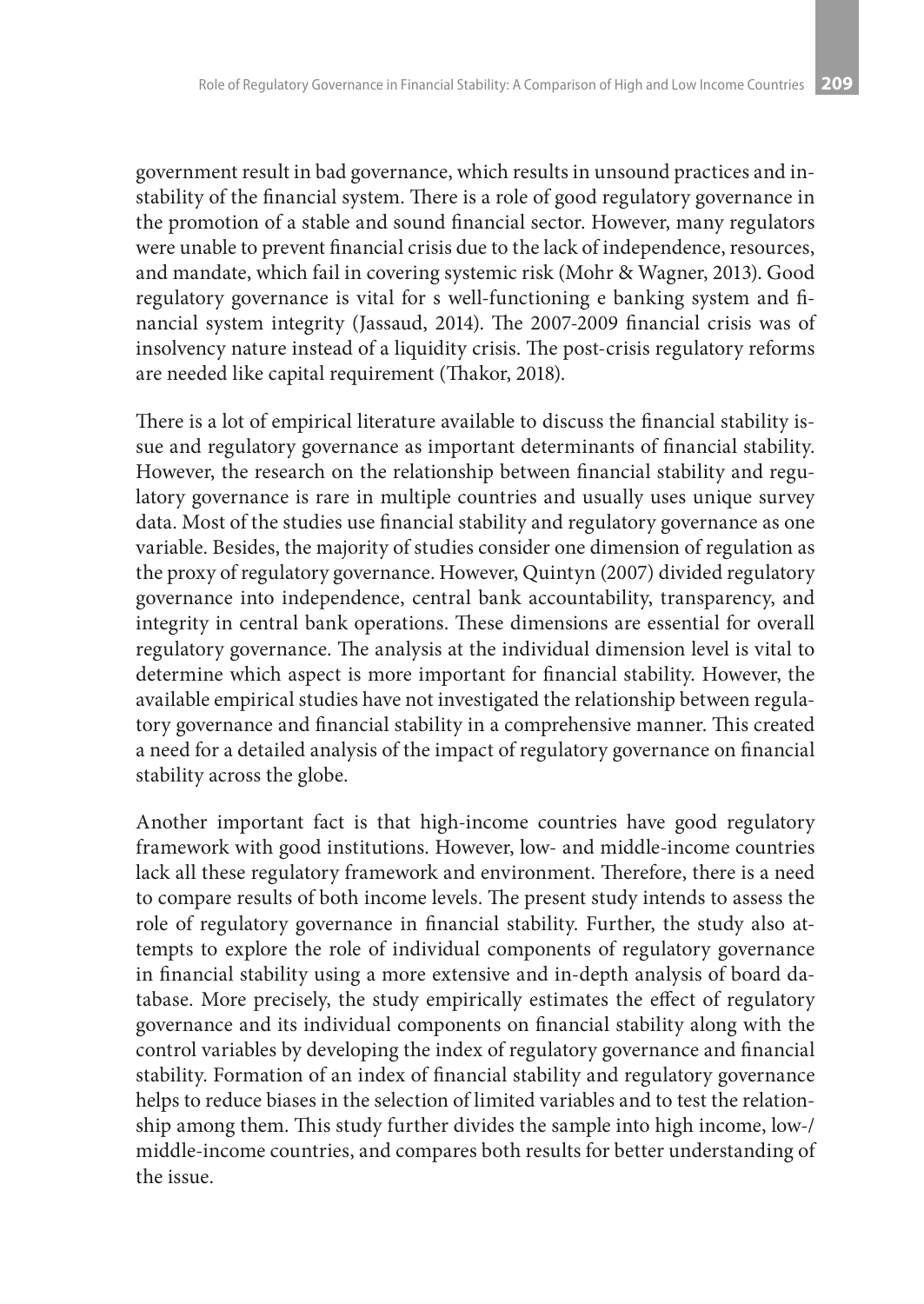government result in bad governance, which results in unsound practices and instability of the financial system. There is a role of good regulatory governance in the promotion of a stable and sound financial sector. However, many regulators were unable to prevent financial crisis due to the lack of independence, resources, and mandate, which fail in covering systemic risk (Mohr & Wagner, 2013). Good regulatory governance is vital for s well-functioning e banking system and financial system integrity (Jassaud, 2014). The 2007-2009 financial crisis was of insolvency nature instead of a liquidity crisis. The post-crisis regulatory reforms are needed like capital requirement (Thakor, 2018).

There is a lot of empirical literature available to discuss the financial stability issue and regulatory governance as important determinants of financial stability. However, the research on the relationship between financial stability and regulatory governance is rare in multiple countries and usually uses unique survey data. Most of the studies use financial stability and regulatory governance as one variable. Besides, the majority of studies consider one dimension of regulation as the proxy of regulatory governance. However, Quintyn (2007) divided regulatory governance into independence, central bank accountability, transparency, and integrity in central bank operations. These dimensions are essential for overall regulatory governance. The analysis at the individual dimension level is vital to determine which aspect is more important for financial stability. However, the available empirical studies have not investigated the relationship between regulatory governance and financial stability in a comprehensive manner. This created a need for a detailed analysis of the impact of regulatory governance on financial stability across the globe.

Another important fact is that high-income countries have good regulatory framework with good institutions. However, low- and middle-income countries lack all these regulatory framework and environment. Therefore, there is a need to compare results of both income levels. The present study intends to assess the role of regulatory governance in financial stability. Further, the study also attempts to explore the role of individual components of regulatory governance in financial stability using a more extensive and in-depth analysis of board database. More precisely, the study empirically estimates the effect of regulatory governance and its individual components on financial stability along with the control variables by developing the index of regulatory governance and financial stability. Formation of an index of financial stability and regulatory governance helps to reduce biases in the selection of limited variables and to test the relationship among them. This study further divides the sample into high income, low-/ middle-income countries, and compares both results for better understanding of the issue.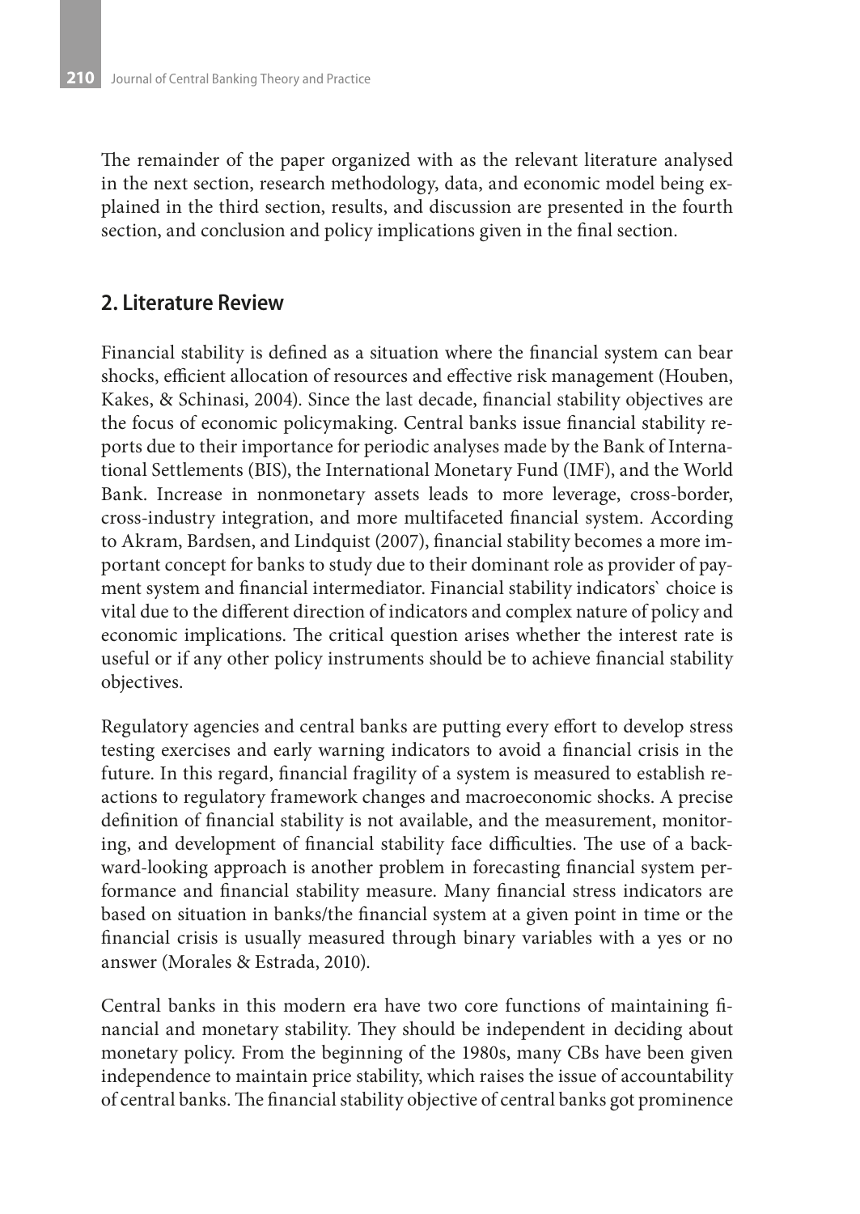The remainder of the paper organized with as the relevant literature analysed in the next section, research methodology, data, and economic model being explained in the third section, results, and discussion are presented in the fourth section, and conclusion and policy implications given in the final section.

## 2. Literature Review

Financial stability is defined as a situation where the financial system can bear shocks, efficient allocation of resources and effective risk management (Houben, Kakes, & Schinasi, 2004). Since the last decade, financial stability objectives are the focus of economic policymaking. Central banks issue financial stability reports due to their importance for periodic analyses made by the Bank of International Settlements (BIS), the International Monetary Fund (IMF), and the World Bank. Increase in nonmonetary assets leads to more leverage, cross-border, cross-industry integration, and more multifaceted financial system. According to Akram, Bardsen, and Lindquist (2007), financial stability becomes a more important concept for banks to study due to their dominant role as provider of payment system and financial intermediator. Financial stability indicators` choice is vital due to the different direction of indicators and complex nature of policy and economic implications. The critical question arises whether the interest rate is useful or if any other policy instruments should be to achieve financial stability objectives.

Regulatory agencies and central banks are putting every effort to develop stress testing exercises and early warning indicators to avoid a financial crisis in the future. In this regard, financial fragility of a system is measured to establish reactions to regulatory framework changes and macroeconomic shocks. A precise definition of financial stability is not available, and the measurement, monitoring, and development of financial stability face difficulties. The use of a backward-looking approach is another problem in forecasting financial system performance and financial stability measure. Many financial stress indicators are based on situation in banks/the financial system at a given point in time or the financial crisis is usually measured through binary variables with a yes or no answer (Morales & Estrada, 2010).

Central banks in this modern era have two core functions of maintaining financial and monetary stability. They should be independent in deciding about monetary policy. From the beginning of the 1980s, many CBs have been given independence to maintain price stability, which raises the issue of accountability of central banks. The financial stability objective of central banks got prominence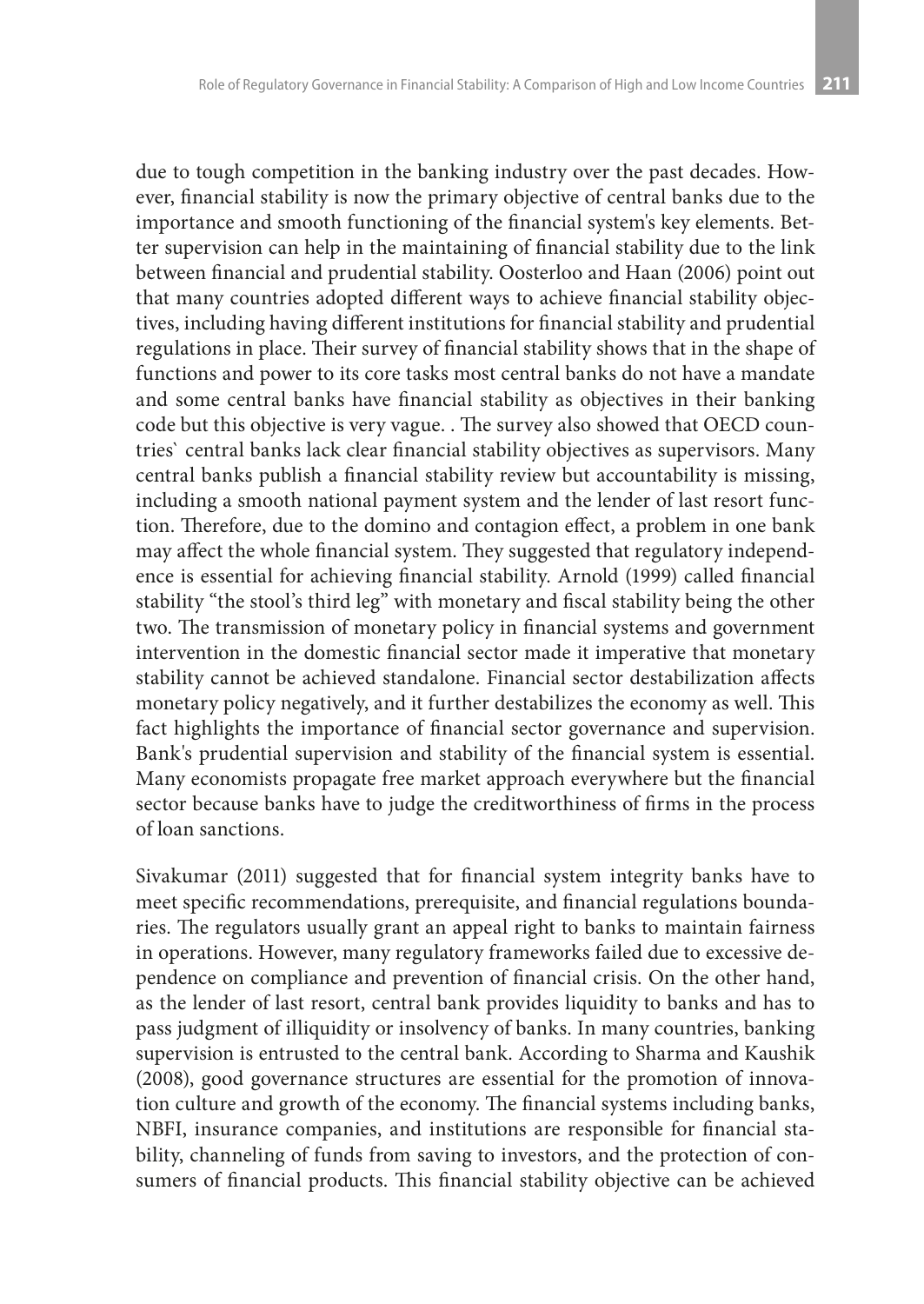due to tough competition in the banking industry over the past decades. However, financial stability is now the primary objective of central banks due to the importance and smooth functioning of the financial system's key elements. Better supervision can help in the maintaining of financial stability due to the link between financial and prudential stability. Oosterloo and Haan (2006) point out that many countries adopted different ways to achieve financial stability objectives, including having different institutions for financial stability and prudential regulations in place. Their survey of financial stability shows that in the shape of functions and power to its core tasks most central banks do not have a mandate and some central banks have financial stability as objectives in their banking code but this objective is very vague. . The survey also showed that OECD countries` central banks lack clear financial stability objectives as supervisors. Many central banks publish a financial stability review but accountability is missing, including a smooth national payment system and the lender of last resort function. Therefore, due to the domino and contagion effect, a problem in one bank may affect the whole financial system. They suggested that regulatory independence is essential for achieving financial stability. Arnold (1999) called financial stability "the stool's third leg" with monetary and fiscal stability being the other two. The transmission of monetary policy in financial systems and government intervention in the domestic financial sector made it imperative that monetary stability cannot be achieved standalone. Financial sector destabilization affects monetary policy negatively, and it further destabilizes the economy as well. This fact highlights the importance of financial sector governance and supervision. Bank's prudential supervision and stability of the financial system is essential. Many economists propagate free market approach everywhere but the financial sector because banks have to judge the creditworthiness of firms in the process of loan sanctions.

Sivakumar (2011) suggested that for financial system integrity banks have to meet specific recommendations, prerequisite, and financial regulations boundaries. The regulators usually grant an appeal right to banks to maintain fairness in operations. However, many regulatory frameworks failed due to excessive dependence on compliance and prevention of financial crisis. On the other hand, as the lender of last resort, central bank provides liquidity to banks and has to pass judgment of illiquidity or insolvency of banks. In many countries, banking supervision is entrusted to the central bank. According to Sharma and Kaushik (2008), good governance structures are essential for the promotion of innovation culture and growth of the economy. The financial systems including banks, NBFI, insurance companies, and institutions are responsible for financial stability, channeling of funds from saving to investors, and the protection of consumers of financial products. This financial stability objective can be achieved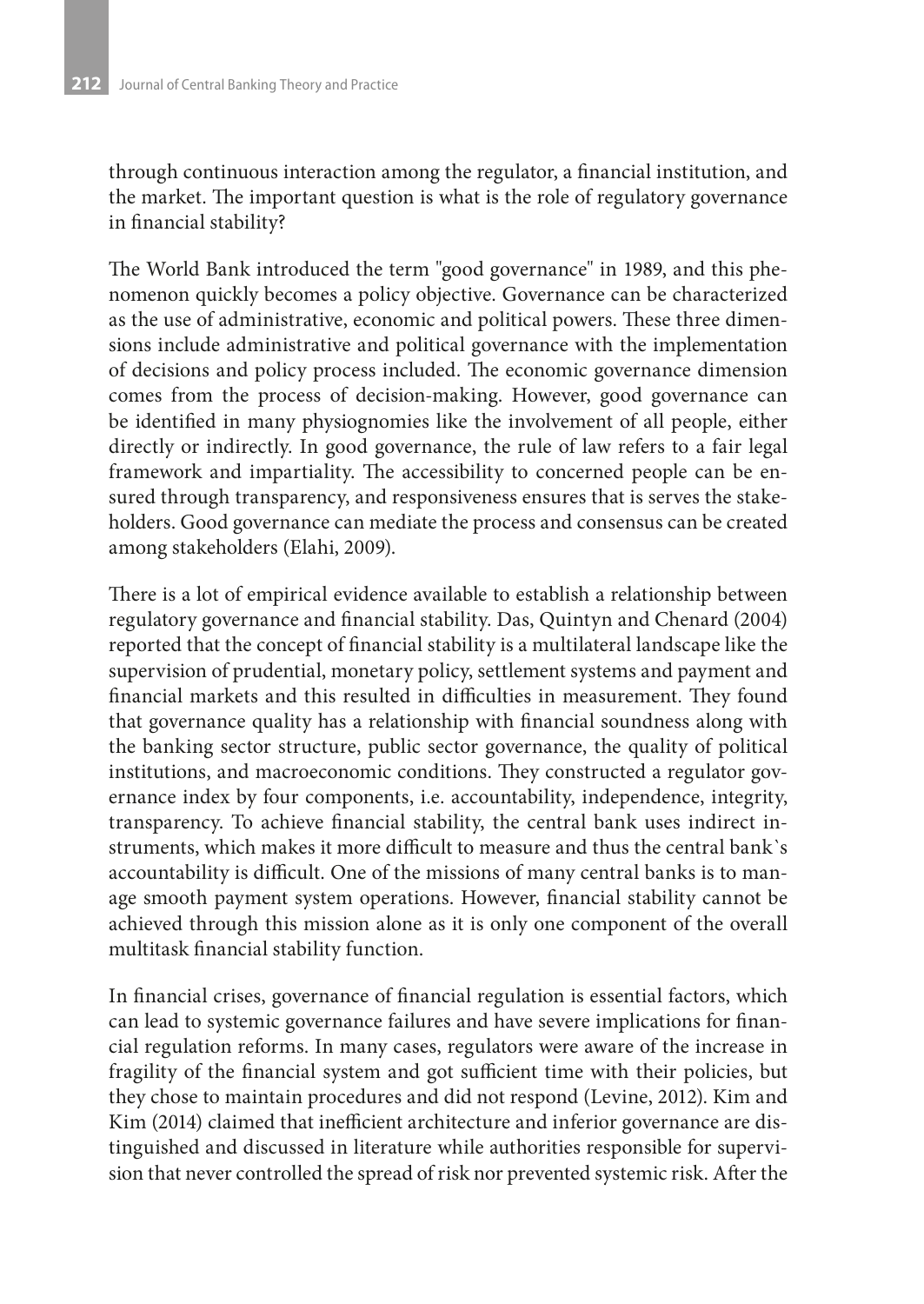through continuous interaction among the regulator, a financial institution, and the market. The important question is what is the role of regulatory governance in financial stability?

The World Bank introduced the term "good governance" in 1989, and this phenomenon quickly becomes a policy objective. Governance can be characterized as the use of administrative, economic and political powers. These three dimensions include administrative and political governance with the implementation of decisions and policy process included. The economic governance dimension comes from the process of decision-making. However, good governance can be identified in many physiognomies like the involvement of all people, either directly or indirectly. In good governance, the rule of law refers to a fair legal framework and impartiality. The accessibility to concerned people can be ensured through transparency, and responsiveness ensures that is serves the stakeholders. Good governance can mediate the process and consensus can be created among stakeholders (Elahi, 2009).

There is a lot of empirical evidence available to establish a relationship between regulatory governance and financial stability. Das, Quintyn and Chenard (2004) reported that the concept of financial stability is a multilateral landscape like the supervision of prudential, monetary policy, settlement systems and payment and financial markets and this resulted in difficulties in measurement. They found that governance quality has a relationship with financial soundness along with the banking sector structure, public sector governance, the quality of political institutions, and macroeconomic conditions. They constructed a regulator governance index by four components, i.e. accountability, independence, integrity, transparency. To achieve financial stability, the central bank uses indirect instruments, which makes it more difficult to measure and thus the central bank`s accountability is difficult. One of the missions of many central banks is to manage smooth payment system operations. However, financial stability cannot be achieved through this mission alone as it is only one component of the overall multitask financial stability function.

In financial crises, governance of financial regulation is essential factors, which can lead to systemic governance failures and have severe implications for financial regulation reforms. In many cases, regulators were aware of the increase in fragility of the financial system and got sufficient time with their policies, but they chose to maintain procedures and did not respond (Levine, 2012). Kim and Kim (2014) claimed that inefficient architecture and inferior governance are distinguished and discussed in literature while authorities responsible for supervision that never controlled the spread of risk nor prevented systemic risk. After the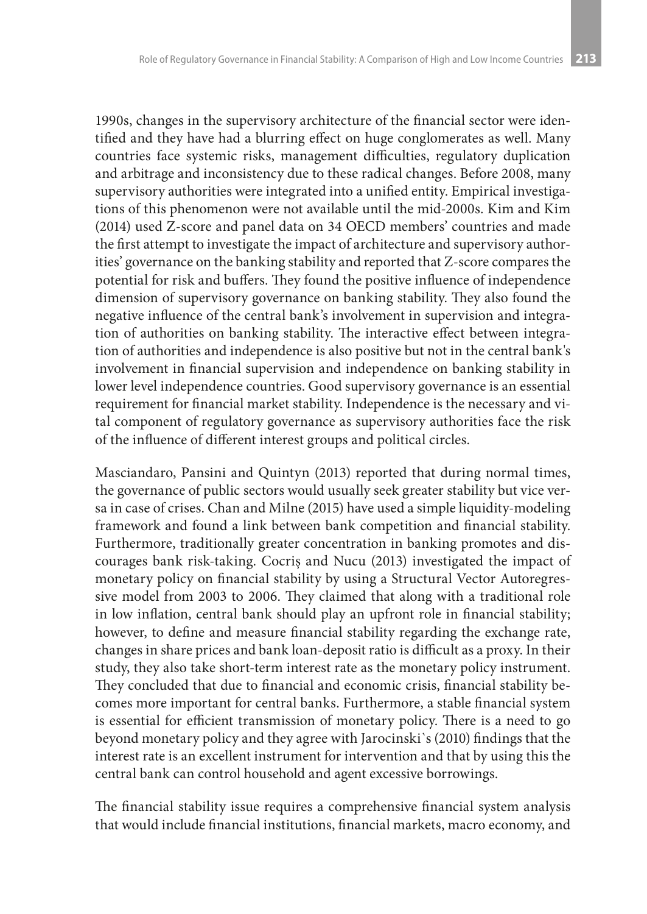1990s, changes in the supervisory architecture of the financial sector were identified and they have had a blurring effect on huge conglomerates as well. Many countries face systemic risks, management difficulties, regulatory duplication and arbitrage and inconsistency due to these radical changes. Before 2008, many supervisory authorities were integrated into a unified entity. Empirical investigations of this phenomenon were not available until the mid-2000s. Kim and Kim (2014) used Z-score and panel data on 34 OECD members' countries and made the first attempt to investigate the impact of architecture and supervisory authorities' governance on the banking stability and reported that Z-score compares the potential for risk and buffers. They found the positive influence of independence dimension of supervisory governance on banking stability. They also found the negative influence of the central bank's involvement in supervision and integration of authorities on banking stability. The interactive effect between integration of authorities and independence is also positive but not in the central bank's involvement in financial supervision and independence on banking stability in lower level independence countries. Good supervisory governance is an essential requirement for financial market stability. Independence is the necessary and vital component of regulatory governance as supervisory authorities face the risk of the influence of different interest groups and political circles.

Masciandaro, Pansini and Quintyn (2013) reported that during normal times, the governance of public sectors would usually seek greater stability but vice versa in case of crises. Chan and Milne (2015) have used a simple liquidity-modeling framework and found a link between bank competition and financial stability. Furthermore, traditionally greater concentration in banking promotes and discourages bank risk-taking. Cocriș and Nucu (2013) investigated the impact of monetary policy on financial stability by using a Structural Vector Autoregressive model from 2003 to 2006. They claimed that along with a traditional role in low inflation, central bank should play an upfront role in financial stability; however, to define and measure financial stability regarding the exchange rate, changes in share prices and bank loan-deposit ratio is difficult as a proxy. In their study, they also take short-term interest rate as the monetary policy instrument. They concluded that due to financial and economic crisis, financial stability becomes more important for central banks. Furthermore, a stable financial system is essential for efficient transmission of monetary policy. There is a need to go beyond monetary policy and they agree with Jarocinski`s (2010) findings that the interest rate is an excellent instrument for intervention and that by using this the central bank can control household and agent excessive borrowings.

The financial stability issue requires a comprehensive financial system analysis that would include financial institutions, financial markets, macro economy, and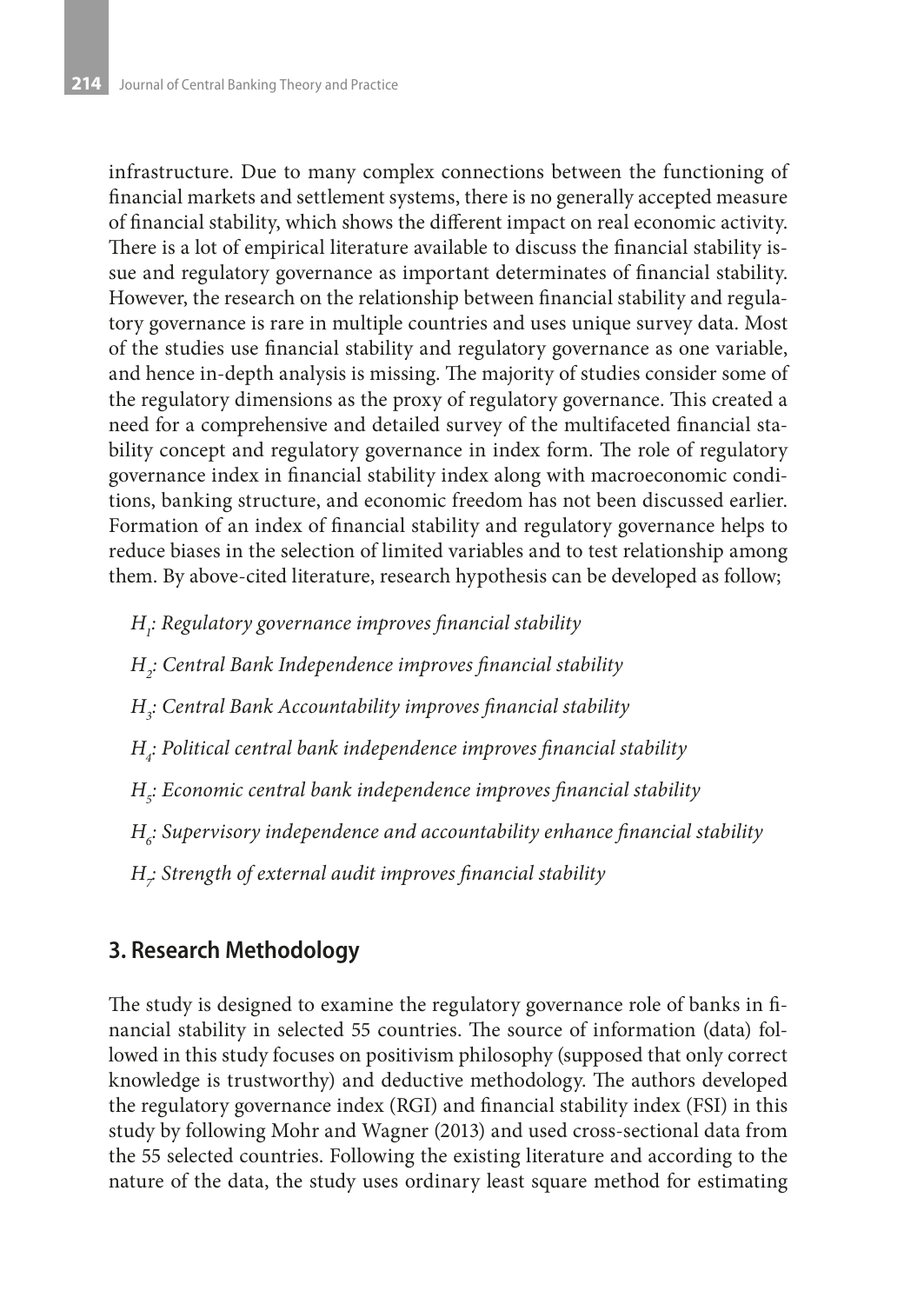infrastructure. Due to many complex connections between the functioning of financial markets and settlement systems, there is no generally accepted measure of financial stability, which shows the different impact on real economic activity. There is a lot of empirical literature available to discuss the financial stability issue and regulatory governance as important determinates of financial stability. However, the research on the relationship between financial stability and regulatory governance is rare in multiple countries and uses unique survey data. Most of the studies use financial stability and regulatory governance as one variable, and hence in-depth analysis is missing. The majority of studies consider some of the regulatory dimensions as the proxy of regulatory governance. This created a need for a comprehensive and detailed survey of the multifaceted financial stability concept and regulatory governance in index form. The role of regulatory governance index in financial stability index along with macroeconomic conditions, banking structure, and economic freedom has not been discussed earlier. Formation of an index of financial stability and regulatory governance helps to reduce biases in the selection of limited variables and to test relationship among them. By above-cited literature, research hypothesis can be developed as follow;

*$H_1$: Regulatory governance improves financial stability*

*$H_2$: Central Bank Independence improves financial stability*

*$H_3$: Central Bank Accountability improves financial stability*

*$H_4$: Political central bank independence improves financial stability*

*$H_5$: Economic central bank independence improves financial stability*

*$H_6$: Supervisory independence and accountability enhance financial stability*

*$H_7$: Strength of external audit improves financial stability*

## 3. Research Methodology

The study is designed to examine the regulatory governance role of banks in financial stability in selected 55 countries. The source of information (data) followed in this study focuses on positivism philosophy (supposed that only correct knowledge is trustworthy) and deductive methodology. The authors developed the regulatory governance index (RGI) and financial stability index (FSI) in this study by following Mohr and Wagner (2013) and used cross-sectional data from the 55 selected countries. Following the existing literature and according to the nature of the data, the study uses ordinary least square method for estimating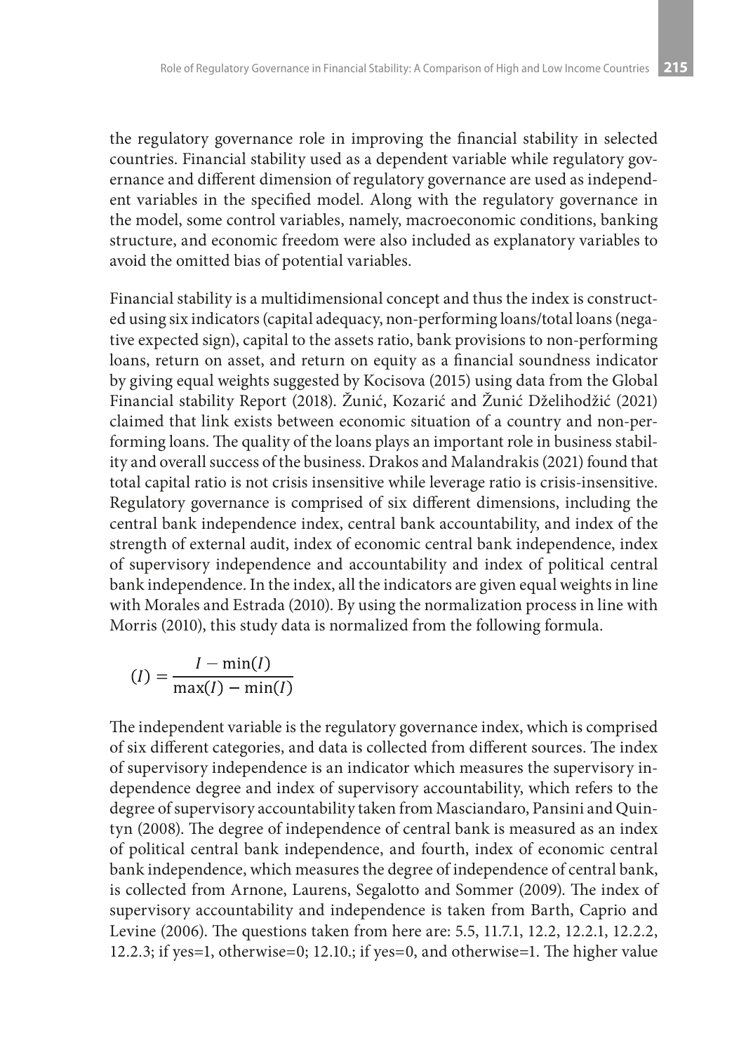the regulatory governance role in improving the financial stability in selected countries. Financial stability used as a dependent variable while regulatory governance and different dimension of regulatory governance are used as independent variables in the specified model. Along with the regulatory governance in the model, some control variables, namely, macroeconomic conditions, banking structure, and economic freedom were also included as explanatory variables to avoid the omitted bias of potential variables.

Financial stability is a multidimensional concept and thus the index is constructed using six indicators (capital adequacy, non-performing loans/total loans (negative expected sign), capital to the assets ratio, bank provisions to non-performing loans, return on asset, and return on equity as a financial soundness indicator by giving equal weights suggested by Kocisova (2015) using data from the Global Financial stability Report (2018). Žunić, Kozarić and Žunić Dželihodžić (2021) claimed that link exists between economic situation of a country and non-performing loans. The quality of the loans plays an important role in business stability and overall success of the business. Drakos and Malandrakis (2021) found that total capital ratio is not crisis insensitive while leverage ratio is crisis-insensitive. Regulatory governance is comprised of six different dimensions, including the central bank independence index, central bank accountability, and index of the strength of external audit, index of economic central bank independence, index of supervisory independence and accountability and index of political central bank independence. In the index, all the indicators are given equal weights in line with Morales and Estrada (2010). By using the normalization process in line with Morris (2010), this study data is normalized from the following formula.

$$(I) = \frac{I - \min(I)}{\max(I) - \min(I)}$$

The independent variable is the regulatory governance index, which is comprised of six different categories, and data is collected from different sources. The index of supervisory independence is an indicator which measures the supervisory independence degree and index of supervisory accountability, which refers to the degree of supervisory accountability taken from Masciandaro, Pansini and Quintyn (2008). The degree of independence of central bank is measured as an index of political central bank independence, and fourth, index of economic central bank independence, which measures the degree of independence of central bank, is collected from Arnone, Laurens, Segalotto and Sommer (2009). The index of supervisory accountability and independence is taken from Barth, Caprio and Levine (2006). The questions taken from here are: 5.5, 11.7.1, 12.2, 12.2.1, 12.2.2, 12.2.3; if yes=1, otherwise=0; 12.10.; if yes=0, and otherwise=1. The higher value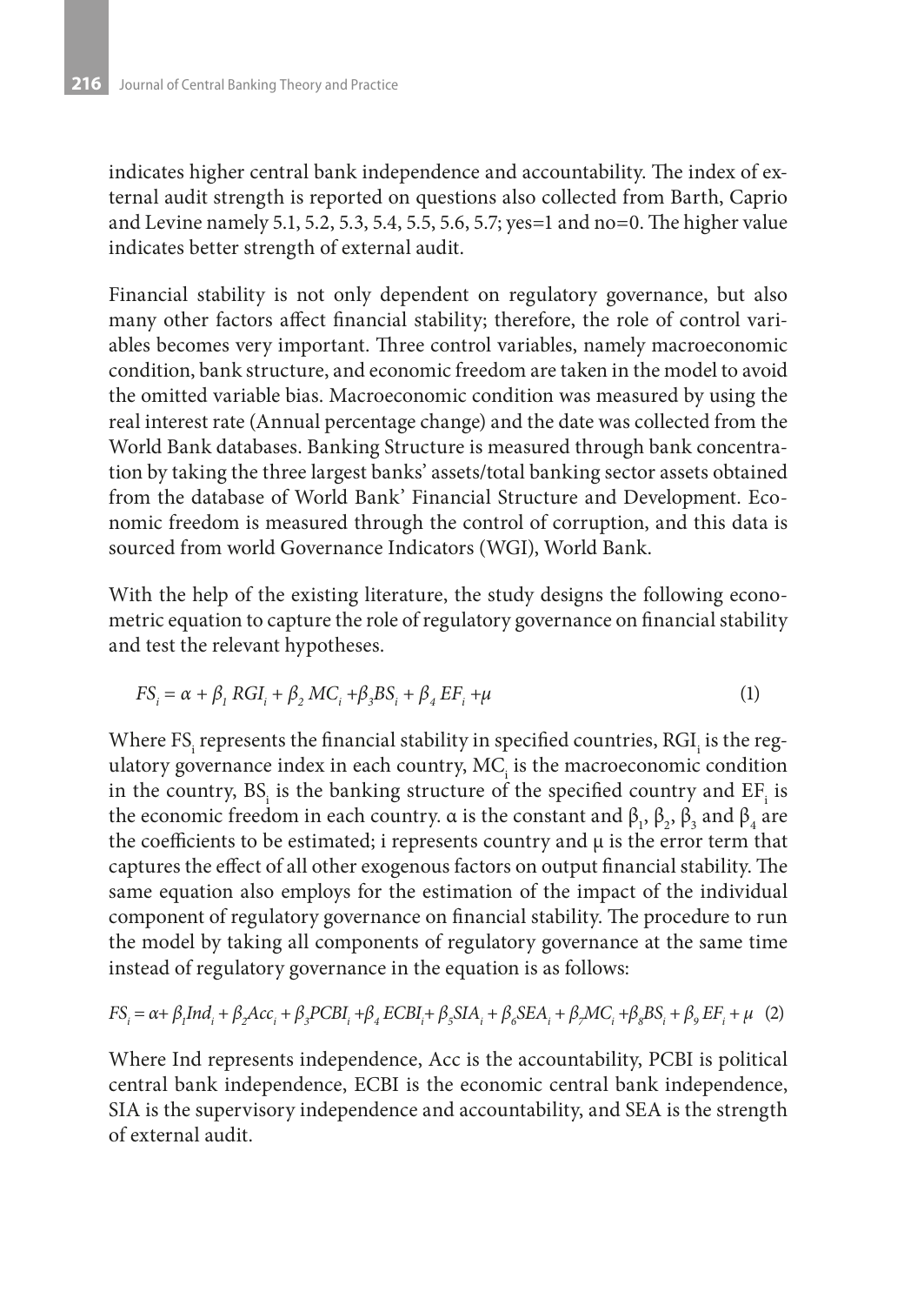indicates higher central bank independence and accountability. The index of external audit strength is reported on questions also collected from Barth, Caprio and Levine namely 5.1, 5.2, 5.3, 5.4, 5.5, 5.6, 5.7; yes=1 and no=0. The higher value indicates better strength of external audit.

Financial stability is not only dependent on regulatory governance, but also many other factors affect financial stability; therefore, the role of control variables becomes very important. Three control variables, namely macroeconomic condition, bank structure, and economic freedom are taken in the model to avoid the omitted variable bias. Macroeconomic condition was measured by using the real interest rate (Annual percentage change) and the date was collected from the World Bank databases. Banking Structure is measured through bank concentration by taking the three largest banks' assets/total banking sector assets obtained from the database of World Bank' Financial Structure and Development. Economic freedom is measured through the control of corruption, and this data is sourced from world Governance Indicators (WGI), World Bank.

With the help of the existing literature, the study designs the following econometric equation to capture the role of regulatory governance on financial stability and test the relevant hypotheses.

$$FS_i = \alpha + \beta_1 RGI_i + \beta_2 MC_i + \beta_3 BS_i + \beta_4 EF_i + \mu \quad (1)$$

Where $FS_i$ represents the financial stability in specified countries, $RGI_i$ is the regulatory governance index in each country, $MC_i$ is the macroeconomic condition in the country, $BS_i$ is the banking structure of the specified country and $EF_i$ is the economic freedom in each country. $\alpha$ is the constant and $\beta_1$, $\beta_2$, $\beta_3$ and $\beta_4$ are the coefficients to be estimated; i represents country and $\mu$ is the error term that captures the effect of all other exogenous factors on output financial stability. The same equation also employs for the estimation of the impact of the individual component of regulatory governance on financial stability. The procedure to run the model by taking all components of regulatory governance at the same time instead of regulatory governance in the equation is as follows:

$$FS_i = \alpha + \beta_1 Ind_i + \beta_2 Acc_i + \beta_3 PCBI_i + \beta_4 ECBI_i + \beta_5 SIA_i + \beta_6 SEA_i + \beta_7 MC_i + \beta_8 BS_i + \beta_9 EF_i + \mu \quad (2)$$

Where Ind represents independence, Acc is the accountability, PCBI is political central bank independence, ECBI is the economic central bank independence, SIA is the supervisory independence and accountability, and SEA is the strength of external audit.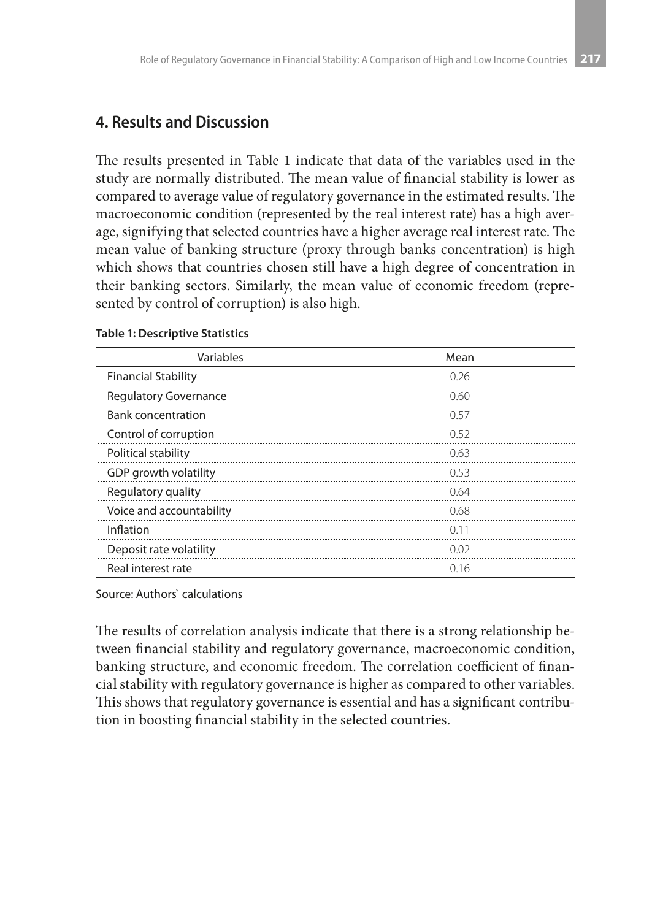## 4. Results and Discussion

The results presented in Table 1 indicate that data of the variables used in the study are normally distributed. The mean value of financial stability is lower as compared to average value of regulatory governance in the estimated results. The macroeconomic condition (represented by the real interest rate) has a high average, signifying that selected countries have a higher average real interest rate. The mean value of banking structure (proxy through banks concentration) is high which shows that countries chosen still have a high degree of concentration in their banking sectors. Similarly, the mean value of economic freedom (represented by control of corruption) is also high.

**Table 1: Descriptive Statistics**

| Variables | Mean |
|---|---|
| Financial Stability | 0.26 |
| Regulatory Governance | 0.60 |
| Bank concentration | 0.57 |
| Control of corruption | 0.52 |
| Political stability | 0.63 |
| GDP growth volatility | 0.53 |
| Regulatory quality | 0.64 |
| Voice and accountability | 0.68 |
| Inflation | 0.11 |
| Deposit rate volatility | 0.02 |
| Real interest rate | 0.16 |

Source: Authors` calculations

The results of correlation analysis indicate that there is a strong relationship between financial stability and regulatory governance, macroeconomic condition, banking structure, and economic freedom. The correlation coefficient of financial stability with regulatory governance is higher as compared to other variables. This shows that regulatory governance is essential and has a significant contribution in boosting financial stability in the selected countries.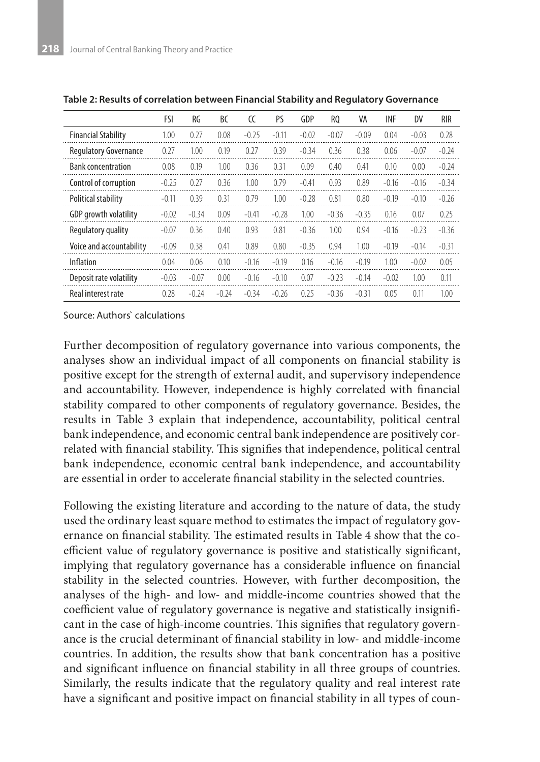**Table 2: Results of correlation between Financial Stability and Regulatory Governance**

| | FSI | RG | BC | CC | PS | GDP | RQ | VA | INF | DV | RIR |
|---|---|---|---|---|---|---|---|---|---|---|---|
| Financial Stability | 1.00 | 0.27 | 0.08 | −0.25 | −0.11 | −0.02 | −0.07 | −0.09 | 0.04 | −0.03 | 0.28 |
| Regulatory Governance | 0.27 | 1.00 | 0.19 | 0.27 | 0.39 | −0.34 | 0.36 | 0.38 | 0.06 | −0.07 | −0.24 |
| Bank concentration | 0.08 | 0.19 | 1.00 | 0.36 | 0.31 | 0.09 | 0.40 | 0.41 | 0.10 | 0.00 | −0.24 |
| Control of corruption | −0.25 | 0.27 | 0.36 | 1.00 | 0.79 | −0.41 | 0.93 | 0.89 | −0.16 | −0.16 | −0.34 |
| Political stability | −0.11 | 0.39 | 0.31 | 0.79 | 1.00 | −0.28 | 0.81 | 0.80 | −0.19 | −0.10 | −0.26 |
| GDP growth volatility | −0.02 | −0.34 | 0.09 | −0.41 | −0.28 | 1.00 | −0.36 | −0.35 | 0.16 | 0.07 | 0.25 |
| Regulatory quality | −0.07 | 0.36 | 0.40 | 0.93 | 0.81 | −0.36 | 1.00 | 0.94 | −0.16 | −0.23 | −0.36 |
| Voice and accountability | −0.09 | 0.38 | 0.41 | 0.89 | 0.80 | −0.35 | 0.94 | 1.00 | −0.19 | −0.14 | −0.31 |
| Inflation | 0.04 | 0.06 | 0.10 | −0.16 | −0.19 | 0.16 | −0.16 | −0.19 | 1.00 | −0.02 | 0.05 |
| Deposit rate volatility | −0.03 | −0.07 | 0.00 | −0.16 | −0.10 | 0.07 | −0.23 | −0.14 | −0.02 | 1.00 | 0.11 |
| Real interest rate | 0.28 | −0.24 | −0.24 | −0.34 | −0.26 | 0.25 | −0.36 | −0.31 | 0.05 | 0.11 | 1.00 |

Source: Authors` calculations

Further decomposition of regulatory governance into various components, the analyses show an individual impact of all components on financial stability is positive except for the strength of external audit, and supervisory independence and accountability. However, independence is highly correlated with financial stability compared to other components of regulatory governance. Besides, the results in Table 3 explain that independence, accountability, political central bank independence, and economic central bank independence are positively correlated with financial stability. This signifies that independence, political central bank independence, economic central bank independence, and accountability are essential in order to accelerate financial stability in the selected countries.

Following the existing literature and according to the nature of data, the study used the ordinary least square method to estimates the impact of regulatory governance on financial stability. The estimated results in Table 4 show that the coefficient value of regulatory governance is positive and statistically significant, implying that regulatory governance has a considerable influence on financial stability in the selected countries. However, with further decomposition, the analyses of the high- and low- and middle-income countries showed that the coefficient value of regulatory governance is negative and statistically insignificant in the case of high-income countries. This signifies that regulatory governance is the crucial determinant of financial stability in low- and middle-income countries. In addition, the results show that bank concentration has a positive and significant influence on financial stability in all three groups of countries. Similarly, the results indicate that the regulatory quality and real interest rate have a significant and positive impact on financial stability in all types of coun-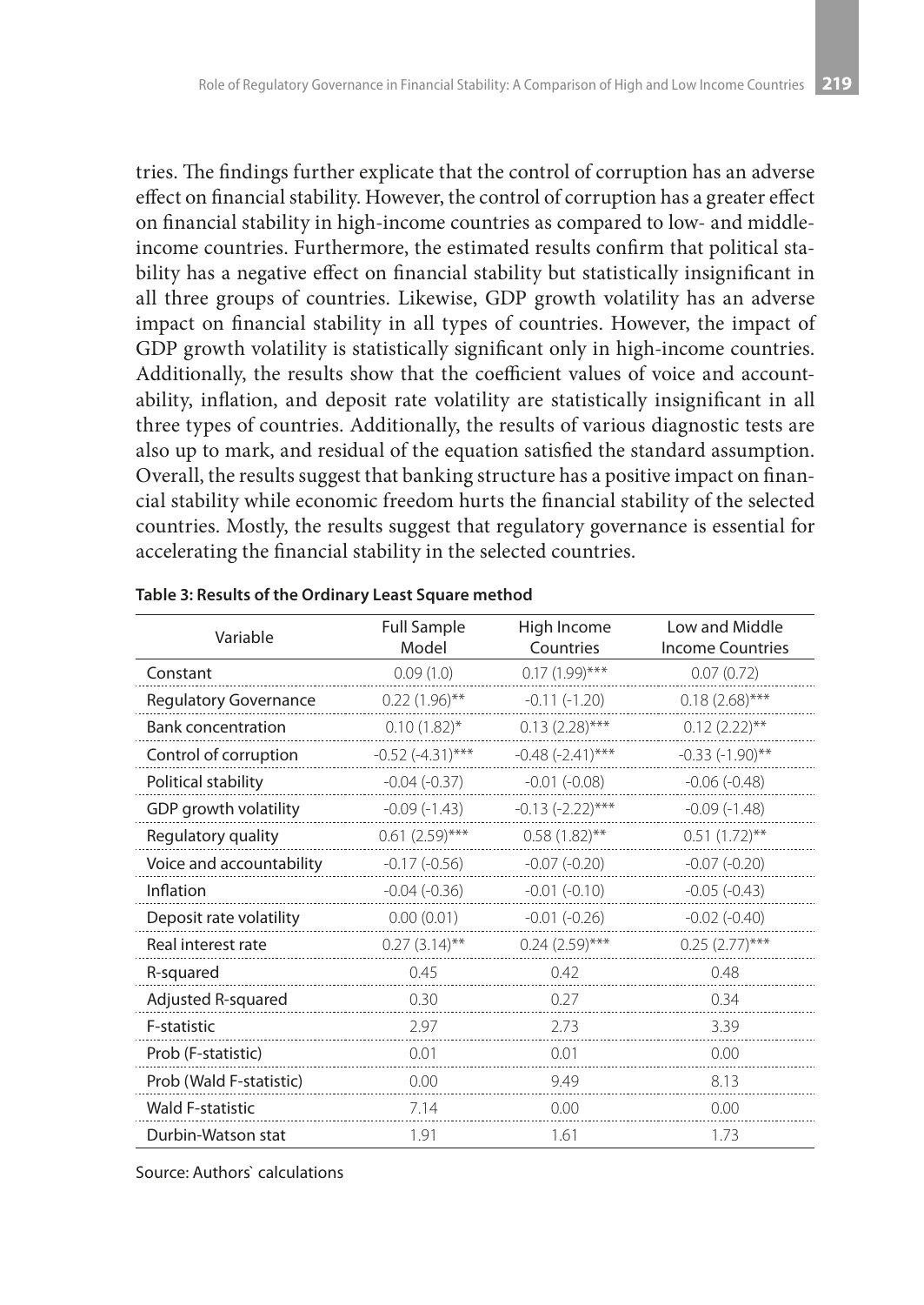tries. The findings further explicate that the control of corruption has an adverse effect on financial stability. However, the control of corruption has a greater effect on financial stability in high-income countries as compared to low- and middle-income countries. Furthermore, the estimated results confirm that political stability has a negative effect on financial stability but statistically insignificant in all three groups of countries. Likewise, GDP growth volatility has an adverse impact on financial stability in all types of countries. However, the impact of GDP growth volatility is statistically significant only in high-income countries. Additionally, the results show that the coefficient values of voice and accountability, inflation, and deposit rate volatility are statistically insignificant in all three types of countries. Additionally, the results of various diagnostic tests are also up to mark, and residual of the equation satisfied the standard assumption. Overall, the results suggest that banking structure has a positive impact on financial stability while economic freedom hurts the financial stability of the selected countries. Mostly, the results suggest that regulatory governance is essential for accelerating the financial stability in the selected countries.

**Table 3: Results of the Ordinary Least Square method**

| Variable | Full Sample Model | High Income Countries | Low and Middle Income Countries |
|---|---|---|---|
| Constant | 0.09 (1.0) | 0.17 (1.99)*** | 0.07 (0.72) |
| Regulatory Governance | 0.22 (1.96)** | -0.11 (-1.20) | 0.18 (2.68)*** |
| Bank concentration | 0.10 (1.82)* | 0.13 (2.28)*** | 0.12 (2.22)** |
| Control of corruption | -0.52 (-4.31)*** | -0.48 (-2.41)*** | -0.33 (-1.90)** |
| Political stability | -0.04 (-0.37) | -0.01 (-0.08) | -0.06 (-0.48) |
| GDP growth volatility | -0.09 (-1.43) | -0.13 (-2.22)*** | -0.09 (-1.48) |
| Regulatory quality | 0.61 (2.59)*** | 0.58 (1.82)** | 0.51 (1.72)** |
| Voice and accountability | -0.17 (-0.56) | -0.07 (-0.20) | -0.07 (-0.20) |
| Inflation | -0.04 (-0.36) | -0.01 (-0.10) | -0.05 (-0.43) |
| Deposit rate volatility | 0.00 (0.01) | -0.01 (-0.26) | -0.02 (-0.40) |
| Real interest rate | 0.27 (3.14)** | 0.24 (2.59)*** | 0.25 (2.77)*** |
| R-squared | 0.45 | 0.42 | 0.48 |
| Adjusted R-squared | 0.30 | 0.27 | 0.34 |
| F-statistic | 2.97 | 2.73 | 3.39 |
| Prob (F-statistic) | 0.01 | 0.01 | 0.00 |
| Prob (Wald F-statistic) | 0.00 | 9.49 | 8.13 |
| Wald F-statistic | 7.14 | 0.00 | 0.00 |
| Durbin-Watson stat | 1.91 | 1.61 | 1.73 |

Source: Authors` calculations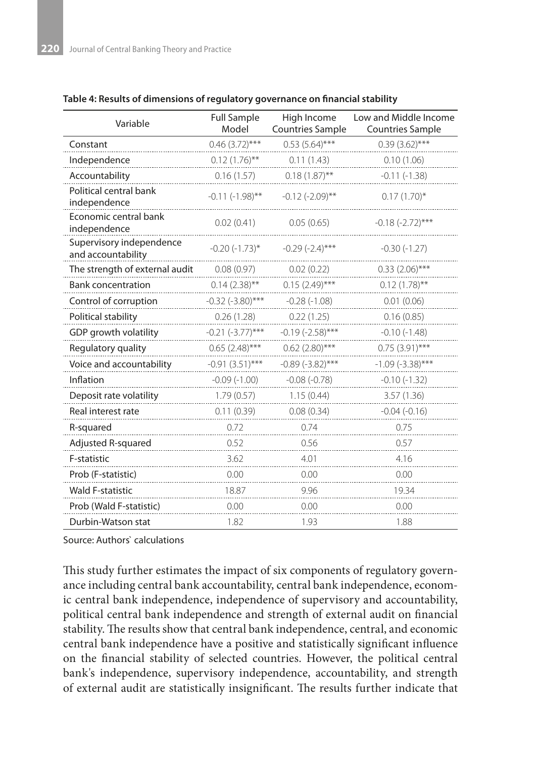**Table 4: Results of dimensions of regulatory governance on financial stability**

| Variable | Full Sample Model | High Income Countries Sample | Low and Middle Income Countries Sample |
|---|---|---|---|
| Constant | 0.46 (3.72)*** | 0.53 (5.64)*** | 0.39 (3.62)*** |
| Independence | 0.12 (1.76)** | 0.11 (1.43) | 0.10 (1.06) |
| Accountability | 0.16 (1.57) | 0.18 (1.87)** | -0.11 (-1.38) |
| Political central bank independence | -0.11 (-1.98)** | -0.12 (-2.09)** | 0.17 (1.70)* |
| Economic central bank independence | 0.02 (0.41) | 0.05 (0.65) | -0.18 (-2.72)*** |
| Supervisory independence and accountability | -0.20 (-1.73)* | -0.29 (-2.4)*** | -0.30 (-1.27) |
| The strength of external audit | 0.08 (0.97) | 0.02 (0.22) | 0.33 (2.06)*** |
| Bank concentration | 0.14 (2.38)** | 0.15 (2.49)*** | 0.12 (1.78)** |
| Control of corruption | -0.32 (-3.80)*** | -0.28 (-1.08) | 0.01 (0.06) |
| Political stability | 0.26 (1.28) | 0.22 (1.25) | 0.16 (0.85) |
| GDP growth volatility | -0.21 (-3.77)*** | -0.19 (-2.58)*** | -0.10 (-1.48) |
| Regulatory quality | 0.65 (2.48)*** | 0.62 (2.80)*** | 0.75 (3.91)*** |
| Voice and accountability | -0.91 (3.51)*** | -0.89 (-3.82)*** | -1.09 (-3.38)*** |
| Inflation | -0.09 (-1.00) | -0.08 (-0.78) | -0.10 (-1.32) |
| Deposit rate volatility | 1.79 (0.57) | 1.15 (0.44) | 3.57 (1.36) |
| Real interest rate | 0.11 (0.39) | 0.08 (0.34) | -0.04 (-0.16) |
| R-squared | 0.72 | 0.74 | 0.75 |
| Adjusted R-squared | 0.52 | 0.56 | 0.57 |
| F-statistic | 3.62 | 4.01 | 4.16 |
| Prob (F-statistic) | 0.00 | 0.00 | 0.00 |
| Wald F-statistic | 18.87 | 9.96 | 19.34 |
| Prob (Wald F-statistic) | 0.00 | 0.00 | 0.00 |
| Durbin-Watson stat | 1.82 | 1.93 | 1.88 |

Source: Authors` calculations

This study further estimates the impact of six components of regulatory governance including central bank accountability, central bank independence, economic central bank independence, independence of supervisory and accountability, political central bank independence and strength of external audit on financial stability. The results show that central bank independence, central, and economic central bank independence have a positive and statistically significant influence on the financial stability of selected countries. However, the political central bank's independence, supervisory independence, accountability, and strength of external audit are statistically insignificant. The results further indicate that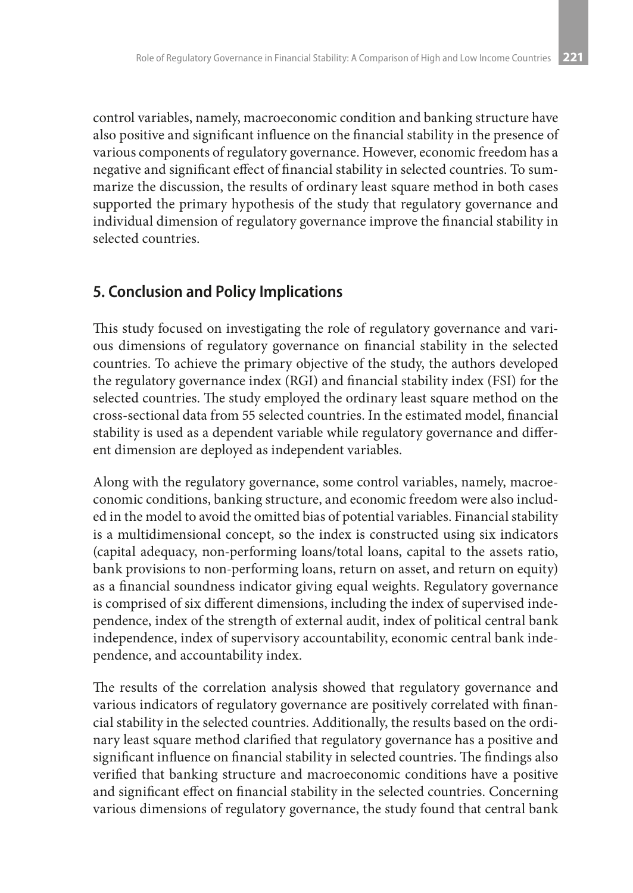control variables, namely, macroeconomic condition and banking structure have also positive and significant influence on the financial stability in the presence of various components of regulatory governance. However, economic freedom has a negative and significant effect of financial stability in selected countries. To summarize the discussion, the results of ordinary least square method in both cases supported the primary hypothesis of the study that regulatory governance and individual dimension of regulatory governance improve the financial stability in selected countries.

## 5. Conclusion and Policy Implications

This study focused on investigating the role of regulatory governance and various dimensions of regulatory governance on financial stability in the selected countries. To achieve the primary objective of the study, the authors developed the regulatory governance index (RGI) and financial stability index (FSI) for the selected countries. The study employed the ordinary least square method on the cross-sectional data from 55 selected countries. In the estimated model, financial stability is used as a dependent variable while regulatory governance and different dimension are deployed as independent variables.

Along with the regulatory governance, some control variables, namely, macroeconomic conditions, banking structure, and economic freedom were also included in the model to avoid the omitted bias of potential variables. Financial stability is a multidimensional concept, so the index is constructed using six indicators (capital adequacy, non-performing loans/total loans, capital to the assets ratio, bank provisions to non-performing loans, return on asset, and return on equity) as a financial soundness indicator giving equal weights. Regulatory governance is comprised of six different dimensions, including the index of supervised independence, index of the strength of external audit, index of political central bank independence, index of supervisory accountability, economic central bank independence, and accountability index.

The results of the correlation analysis showed that regulatory governance and various indicators of regulatory governance are positively correlated with financial stability in the selected countries. Additionally, the results based on the ordinary least square method clarified that regulatory governance has a positive and significant influence on financial stability in selected countries. The findings also verified that banking structure and macroeconomic conditions have a positive and significant effect on financial stability in the selected countries. Concerning various dimensions of regulatory governance, the study found that central bank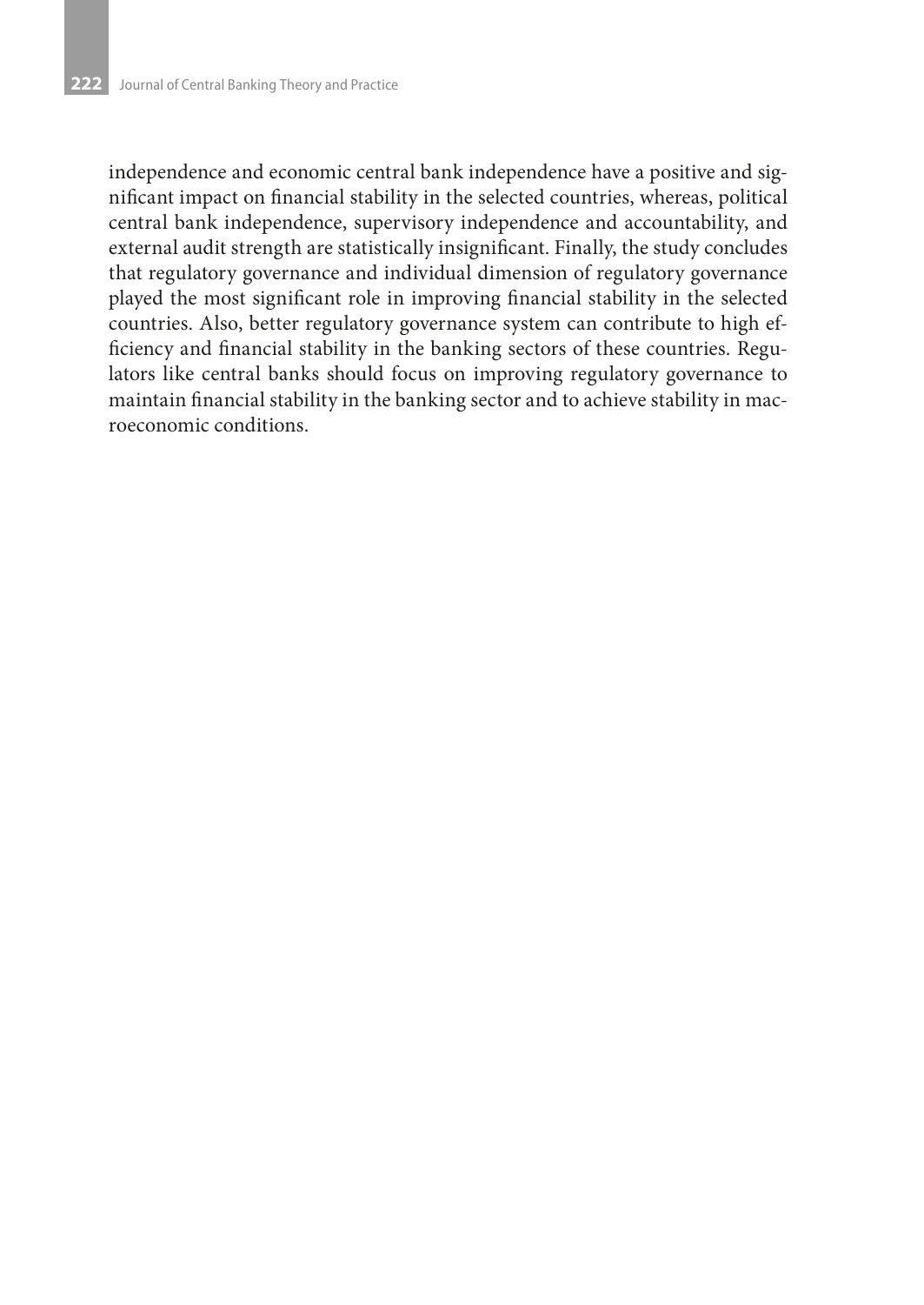independence and economic central bank independence have a positive and significant impact on financial stability in the selected countries, whereas, political central bank independence, supervisory independence and accountability, and external audit strength are statistically insignificant. Finally, the study concludes that regulatory governance and individual dimension of regulatory governance played the most significant role in improving financial stability in the selected countries. Also, better regulatory governance system can contribute to high efficiency and financial stability in the banking sectors of these countries. Regulators like central banks should focus on improving regulatory governance to maintain financial stability in the banking sector and to achieve stability in macroeconomic conditions.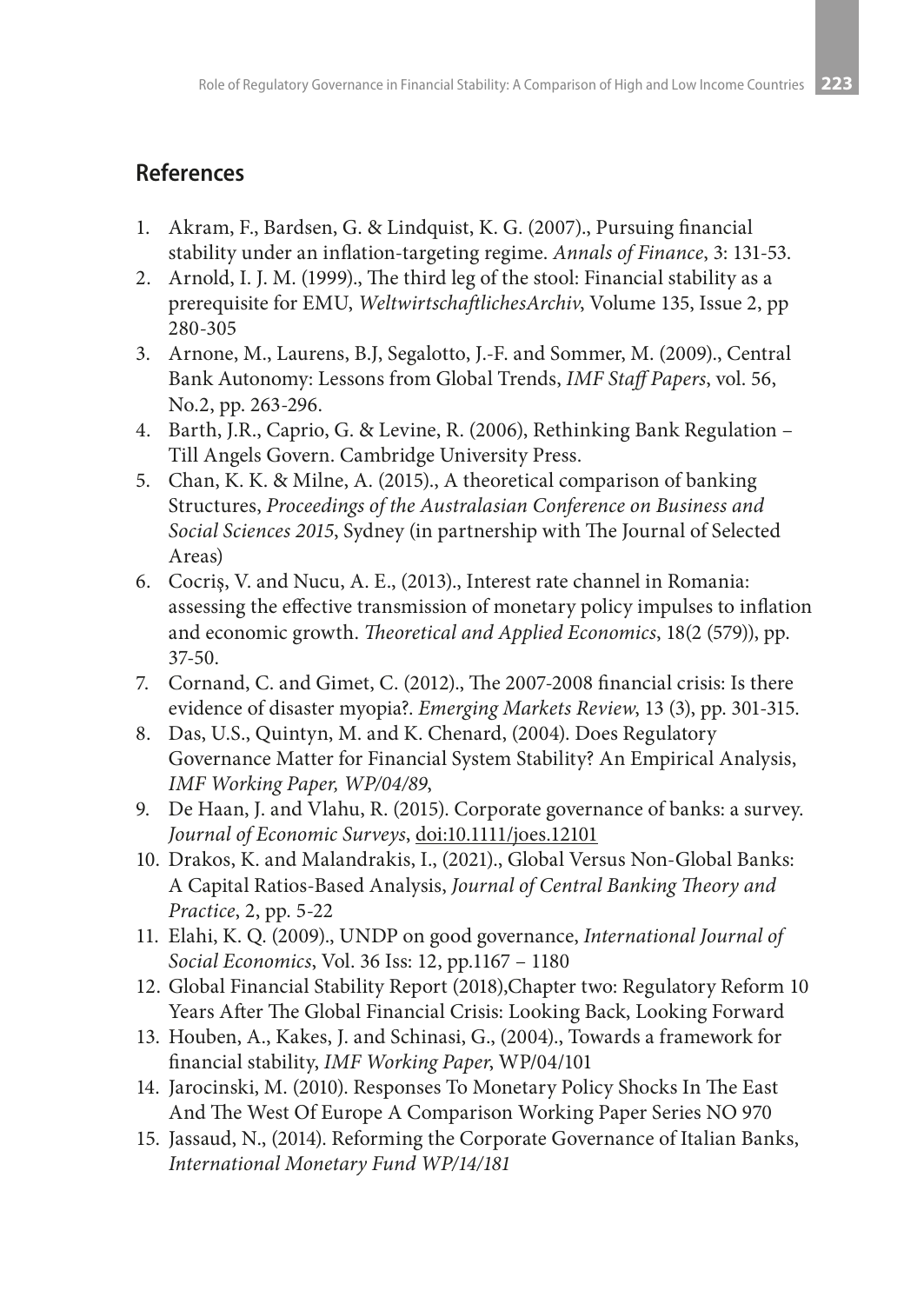## References

1. Akram, F., Bardsen, G. & Lindquist, K. G. (2007)., Pursuing financial stability under an inflation-targeting regime. *Annals of Finance*, 3: 131-53.
2. Arnold, I. J. M. (1999)., The third leg of the stool: Financial stability as a prerequisite for EMU, *WeltwirtschaftlichesArchiv*, Volume 135, Issue 2, pp 280-305
3. Arnone, M., Laurens, B.J, Segalotto, J.-F. and Sommer, M. (2009)., Central Bank Autonomy: Lessons from Global Trends, *IMF Staff Papers*, vol. 56, No.2, pp. 263-296.
4. Barth, J.R., Caprio, G. & Levine, R. (2006), Rethinking Bank Regulation – Till Angels Govern. Cambridge University Press.
5. Chan, K. K. & Milne, A. (2015)., A theoretical comparison of banking Structures, *Proceedings of the Australasian Conference on Business and Social Sciences 2015*, Sydney (in partnership with The Journal of Selected Areas)
6. Cocriş, V. and Nucu, A. E., (2013)., Interest rate channel in Romania: assessing the effective transmission of monetary policy impulses to inflation and economic growth. *Theoretical and Applied Economics*, 18(2 (579)), pp. 37-50.
7. Cornand, C. and Gimet, C. (2012)., The 2007-2008 financial crisis: Is there evidence of disaster myopia?. *Emerging Markets Review*, 13 (3), pp. 301-315.
8. Das, U.S., Quintyn, M. and K. Chenard, (2004). Does Regulatory Governance Matter for Financial System Stability? An Empirical Analysis, *IMF Working Paper, WP/04/89*,
9. De Haan, J. and Vlahu, R. (2015). Corporate governance of banks: a survey. *Journal of Economic Surveys*, doi:10.1111/joes.12101
10. Drakos, K. and Malandrakis, I., (2021)., Global Versus Non-Global Banks: A Capital Ratios-Based Analysis, *Journal of Central Banking Theory and Practice*, 2, pp. 5-22
11. Elahi, K. Q. (2009)., UNDP on good governance, *International Journal of Social Economics*, Vol. 36 Iss: 12, pp.1167 – 1180
12. Global Financial Stability Report (2018),Chapter two: Regulatory Reform 10 Years After The Global Financial Crisis: Looking Back, Looking Forward
13. Houben, A., Kakes, J. and Schinasi, G., (2004)., Towards a framework for financial stability, *IMF Working Paper*, WP/04/101
14. Jarocinski, M. (2010). Responses To Monetary Policy Shocks In The East And The West Of Europe A Comparison Working Paper Series NO 970
15. Jassaud, N., (2014). Reforming the Corporate Governance of Italian Banks, *International Monetary Fund WP/14/181*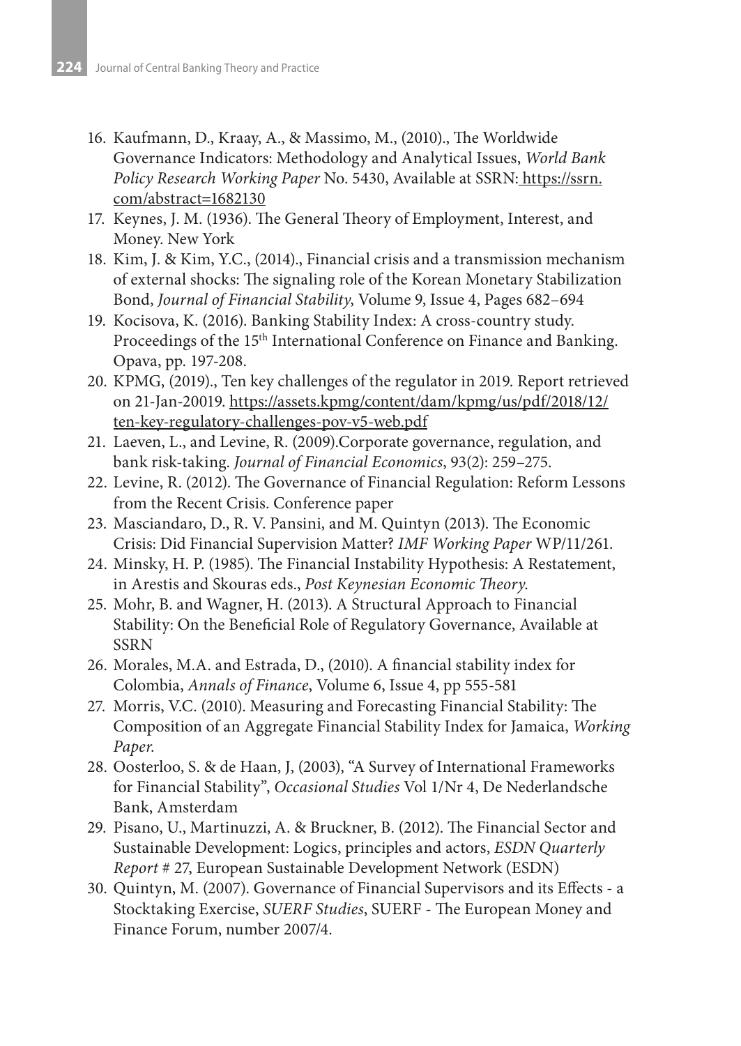16. Kaufmann, D., Kraay, A., & Massimo, M., (2010)., The Worldwide Governance Indicators: Methodology and Analytical Issues, *World Bank Policy Research Working Paper* No. 5430, Available at SSRN: https://ssrn.com/abstract=1682130
17. Keynes, J. M. (1936). The General Theory of Employment, Interest, and Money. New York
18. Kim, J. & Kim, Y.C., (2014)., Financial crisis and a transmission mechanism of external shocks: The signaling role of the Korean Monetary Stabilization Bond, *Journal of Financial Stability*, Volume 9, Issue 4, Pages 682–694
19. Kocisova, K. (2016). Banking Stability Index: A cross-country study. Proceedings of the 15th International Conference on Finance and Banking. Opava, pp. 197-208.
20. KPMG, (2019)., Ten key challenges of the regulator in 2019. Report retrieved on 21-Jan-20019. https://assets.kpmg/content/dam/kpmg/us/pdf/2018/12/ten-key-regulatory-challenges-pov-v5-web.pdf
21. Laeven, L., and Levine, R. (2009).Corporate governance, regulation, and bank risk-taking. *Journal of Financial Economics*, 93(2): 259–275.
22. Levine, R. (2012). The Governance of Financial Regulation: Reform Lessons from the Recent Crisis. Conference paper
23. Masciandaro, D., R. V. Pansini, and M. Quintyn (2013). The Economic Crisis: Did Financial Supervision Matter? *IMF Working Paper* WP/11/261.
24. Minsky, H. P. (1985). The Financial Instability Hypothesis: A Restatement, in Arestis and Skouras eds., *Post Keynesian Economic Theory.*
25. Mohr, B. and Wagner, H. (2013). A Structural Approach to Financial Stability: On the Beneficial Role of Regulatory Governance, Available at SSRN
26. Morales, M.A. and Estrada, D., (2010). A financial stability index for Colombia, *Annals of Finance*, Volume 6, Issue 4, pp 555-581
27. Morris, V.C. (2010). Measuring and Forecasting Financial Stability: The Composition of an Aggregate Financial Stability Index for Jamaica, *Working Paper.*
28. Oosterloo, S. & de Haan, J, (2003), "A Survey of International Frameworks for Financial Stability", *Occasional Studies* Vol 1/Nr 4, De Nederlandsche Bank, Amsterdam
29. Pisano, U., Martinuzzi, A. & Bruckner, B. (2012). The Financial Sector and Sustainable Development: Logics, principles and actors, *ESDN Quarterly Report* # 27, European Sustainable Development Network (ESDN)
30. Quintyn, M. (2007). Governance of Financial Supervisors and its Effects - a Stocktaking Exercise, *SUERF Studies*, SUERF - The European Money and Finance Forum, number 2007/4.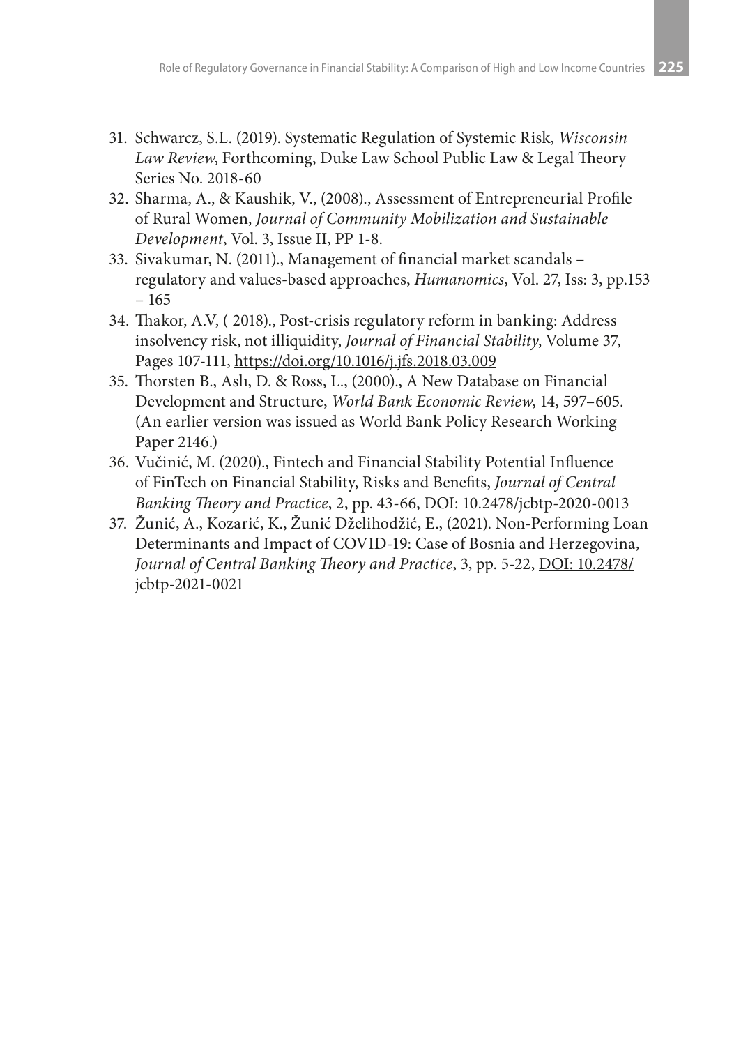31. Schwarcz, S.L. (2019). Systematic Regulation of Systemic Risk, *Wisconsin Law Review*, Forthcoming, Duke Law School Public Law & Legal Theory Series No. 2018-60
32. Sharma, A., & Kaushik, V., (2008)., Assessment of Entrepreneurial Profile of Rural Women, *Journal of Community Mobilization and Sustainable Development*, Vol. 3, Issue II, PP 1-8.
33. Sivakumar, N. (2011)., Management of financial market scandals – regulatory and values-based approaches, *Humanomics*, Vol. 27, Iss: 3, pp.153 – 165
34. Thakor, A.V, ( 2018)., Post-crisis regulatory reform in banking: Address insolvency risk, not illiquidity, *Journal of Financial Stability*, Volume 37, Pages 107-111, https://doi.org/10.1016/j.jfs.2018.03.009
35. Thorsten B., Aslı, D. & Ross, L., (2000)., A New Database on Financial Development and Structure, *World Bank Economic Review*, 14, 597–605. (An earlier version was issued as World Bank Policy Research Working Paper 2146.)
36. Vučinić, M. (2020)., Fintech and Financial Stability Potential Influence of FinTech on Financial Stability, Risks and Benefits, *Journal of Central Banking Theory and Practice*, 2, pp. 43-66, DOI: 10.2478/jcbtp-2020-0013
37. Žunić, A., Kozarić, K., Žunić Dželihodžić, E., (2021). Non-Performing Loan Determinants and Impact of COVID-19: Case of Bosnia and Herzegovina, *Journal of Central Banking Theory and Practice*, 3, pp. 5-22, DOI: 10.2478/jcbtp-2021-0021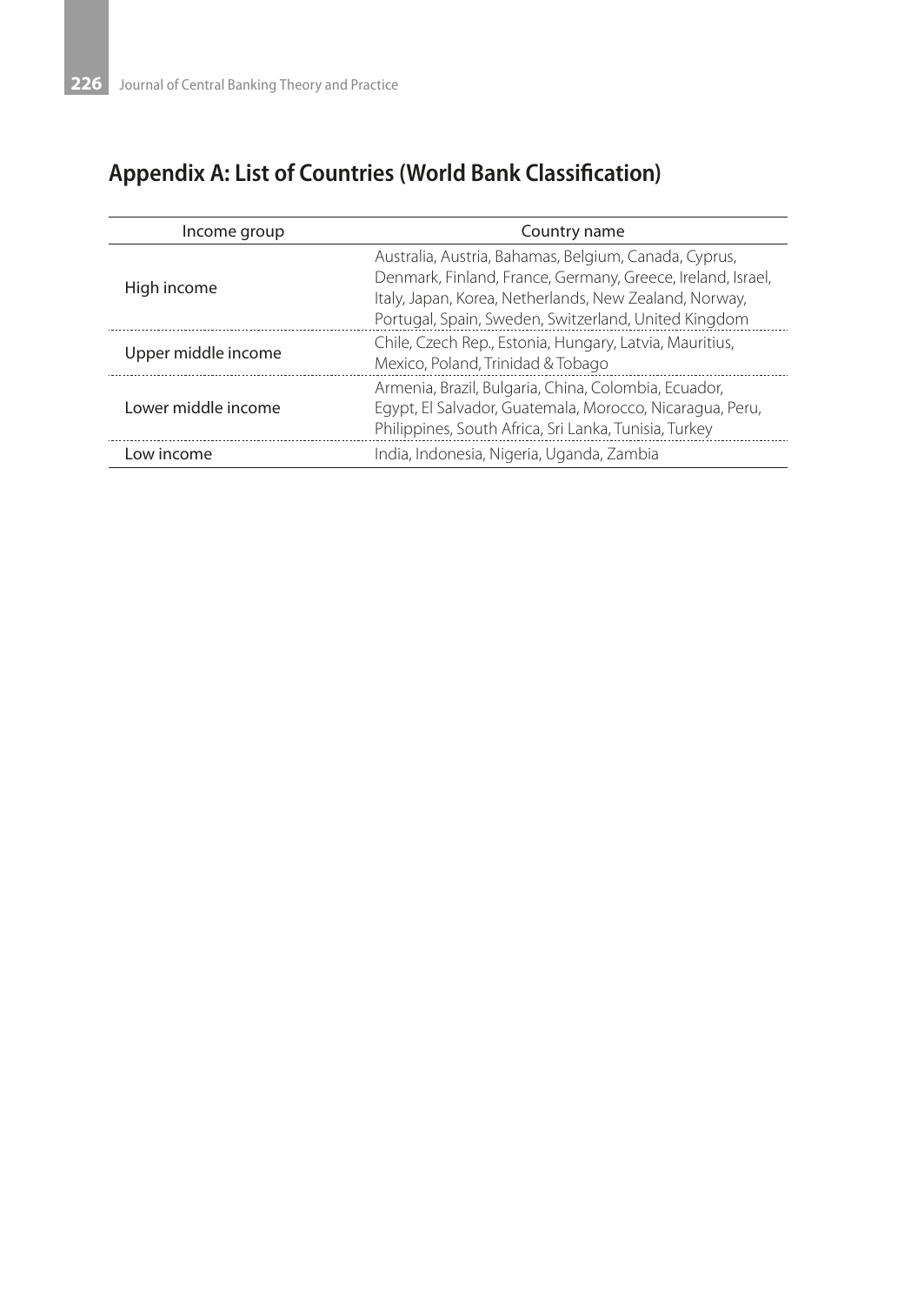## Appendix A: List of Countries (World Bank Classification)

| Income group | Country name |
|---|---|
| High income | Australia, Austria, Bahamas, Belgium, Canada, Cyprus, Denmark, Finland, France, Germany, Greece, Ireland, Israel, Italy, Japan, Korea, Netherlands, New Zealand, Norway, Portugal, Spain, Sweden, Switzerland, United Kingdom |
| Upper middle income | Chile, Czech Rep., Estonia, Hungary, Latvia, Mauritius, Mexico, Poland, Trinidad & Tobago |
| Lower middle income | Armenia, Brazil, Bulgaria, China, Colombia, Ecuador, Egypt, El Salvador, Guatemala, Morocco, Nicaragua, Peru, Philippines, South Africa, Sri Lanka, Tunisia, Turkey |
| Low income | India, Indonesia, Nigeria, Uganda, Zambia |